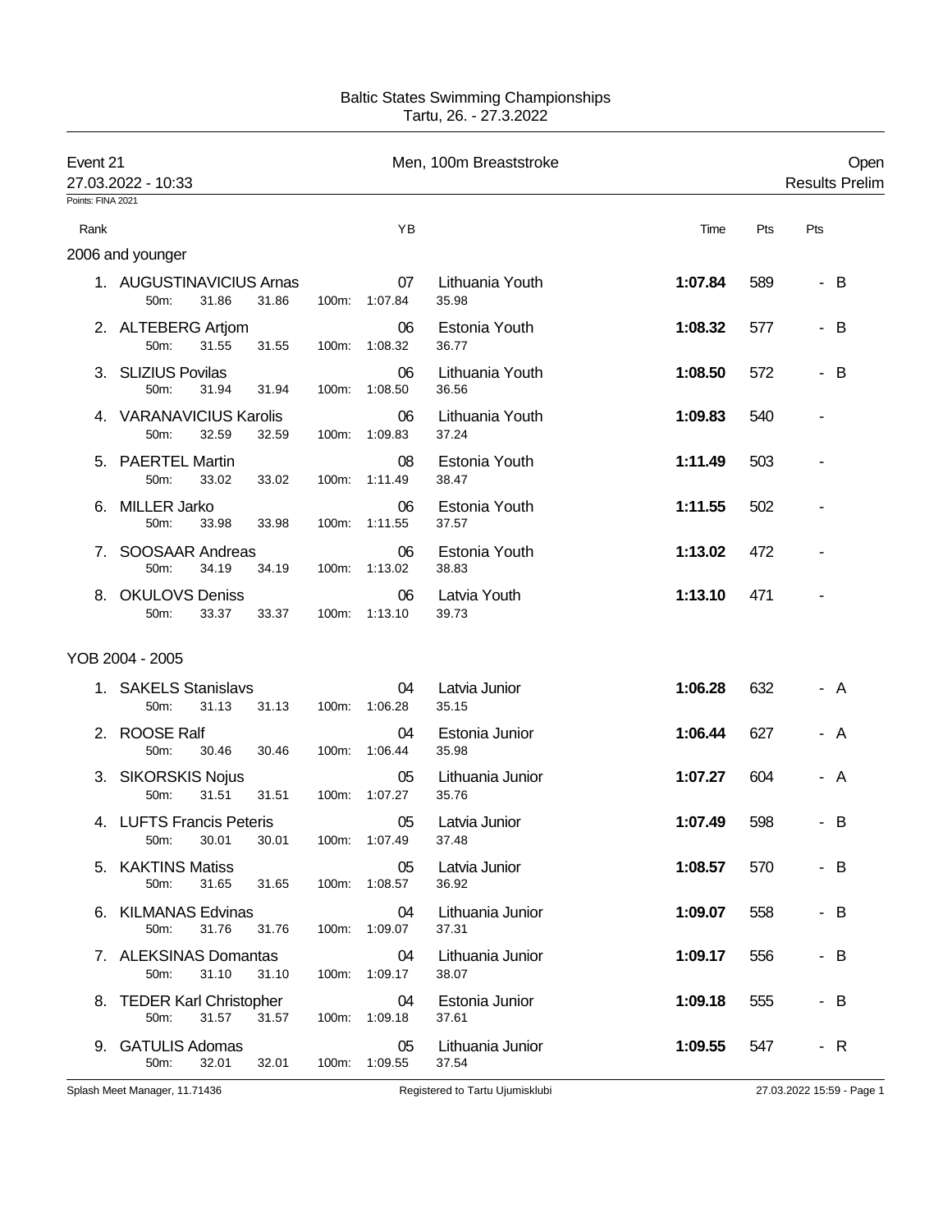Baltic States Swimming Championships
Tartu, 26. - 27.3.2022

Event 21 — Men, 100m Breaststroke — Open
27.03.2022 - 10:33 — Results Prelim

Points: FINA 2021

| Rank | | YB | | Time | Pts | Pts |
|---|---|---|---|---|---|---|
| **2006 and younger** | | | | | | |
| 1. | AUGUSTINAVICIUS Arnas | 07 | Lithuania Youth | **1:07.84** | 589 | - B |
| | 50m: 31.86 31.86 100m: 1:07.84 35.98 | | | | | |
| 2. | ALTEBERG Artjom | 06 | Estonia Youth | **1:08.32** | 577 | - B |
| | 50m: 31.55 31.55 100m: 1:08.32 36.77 | | | | | |
| 3. | SLIZIUS Povilas | 06 | Lithuania Youth | **1:08.50** | 572 | - B |
| | 50m: 31.94 31.94 100m: 1:08.50 36.56 | | | | | |
| 4. | VARANAVICIUS Karolis | 06 | Lithuania Youth | **1:09.83** | 540 | - |
| | 50m: 32.59 32.59 100m: 1:09.83 37.24 | | | | | |
| 5. | PAERTEL Martin | 08 | Estonia Youth | **1:11.49** | 503 | - |
| | 50m: 33.02 33.02 100m: 1:11.49 38.47 | | | | | |
| 6. | MILLER Jarko | 06 | Estonia Youth | **1:11.55** | 502 | - |
| | 50m: 33.98 33.98 100m: 1:11.55 37.57 | | | | | |
| 7. | SOOSAAR Andreas | 06 | Estonia Youth | **1:13.02** | 472 | - |
| | 50m: 34.19 34.19 100m: 1:13.02 38.83 | | | | | |
| 8. | OKULOVS Deniss | 06 | Latvia Youth | **1:13.10** | 471 | - |
| | 50m: 33.37 33.37 100m: 1:13.10 39.73 | | | | | |
| **YOB 2004 - 2005** | | | | | | |
| 1. | SAKELS Stanislavs | 04 | Latvia Junior | **1:06.28** | 632 | - A |
| | 50m: 31.13 31.13 100m: 1:06.28 35.15 | | | | | |
| 2. | ROOSE Ralf | 04 | Estonia Junior | **1:06.44** | 627 | - A |
| | 50m: 30.46 30.46 100m: 1:06.44 35.98 | | | | | |
| 3. | SIKORSKIS Nojus | 05 | Lithuania Junior | **1:07.27** | 604 | - A |
| | 50m: 31.51 31.51 100m: 1:07.27 35.76 | | | | | |
| 4. | LUFTS Francis Peteris | 05 | Latvia Junior | **1:07.49** | 598 | - B |
| | 50m: 30.01 30.01 100m: 1:07.49 37.48 | | | | | |
| 5. | KAKTINS Matiss | 05 | Latvia Junior | **1:08.57** | 570 | - B |
| | 50m: 31.65 31.65 100m: 1:08.57 36.92 | | | | | |
| 6. | KILMANAS Edvinas | 04 | Lithuania Junior | **1:09.07** | 558 | - B |
| | 50m: 31.76 31.76 100m: 1:09.07 37.31 | | | | | |
| 7. | ALEKSINAS Domantas | 04 | Lithuania Junior | **1:09.17** | 556 | - B |
| | 50m: 31.10 31.10 100m: 1:09.17 38.07 | | | | | |
| 8. | TEDER Karl Christopher | 04 | Estonia Junior | **1:09.18** | 555 | - B |
| | 50m: 31.57 31.57 100m: 1:09.18 37.61 | | | | | |
| 9. | GATULIS Adomas | 05 | Lithuania Junior | **1:09.55** | 547 | - R |
| | 50m: 32.01 32.01 100m: 1:09.55 37.54 | | | | | |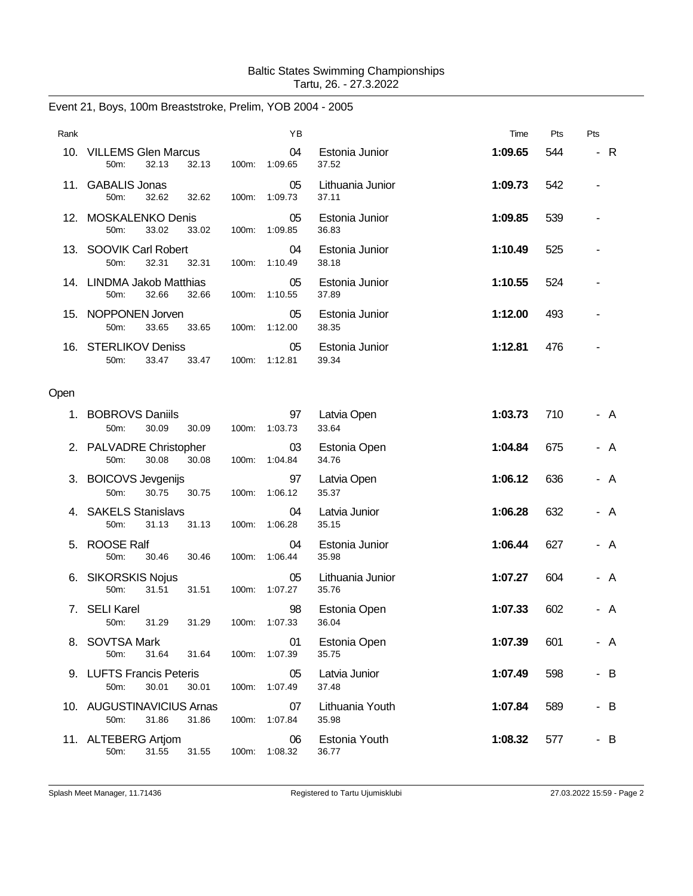Baltic States Swimming Championships
Tartu, 26. - 27.3.2022

## Event 21, Boys, 100m Breaststroke, Prelim, YOB 2004 - 2005

| Rank | Name | YB | Team | Time | Pts | Pts |
|---|---|---|---|---|---|---|
| 10. | VILLEMS Glen Marcus<br>50m: 32.13 32.13 100m: 1:09.65 37.52 | 04 | Estonia Junior | **1:09.65** | 544 | - R |
| 11. | GABALIS Jonas<br>50m: 32.62 32.62 100m: 1:09.73 37.11 | 05 | Lithuania Junior | **1:09.73** | 542 | - |
| 12. | MOSKALENKO Denis<br>50m: 33.02 33.02 100m: 1:09.85 36.83 | 05 | Estonia Junior | **1:09.85** | 539 | - |
| 13. | SOOVIK Carl Robert<br>50m: 32.31 32.31 100m: 1:10.49 38.18 | 04 | Estonia Junior | **1:10.49** | 525 | - |
| 14. | LINDMA Jakob Matthias<br>50m: 32.66 32.66 100m: 1:10.55 37.89 | 05 | Estonia Junior | **1:10.55** | 524 | - |
| 15. | NOPPONEN Jorven<br>50m: 33.65 33.65 100m: 1:12.00 38.35 | 05 | Estonia Junior | **1:12.00** | 493 | - |
| 16. | STERLIKOV Deniss<br>50m: 33.47 33.47 100m: 1:12.81 39.34 | 05 | Estonia Junior | **1:12.81** | 476 | - |

### Open

| Rank | Name | YB | Team | Time | Pts | Pts |
|---|---|---|---|---|---|---|
| 1. | BOBROVS Daniils<br>50m: 30.09 30.09 100m: 1:03.73 33.64 | 97 | Latvia Open | **1:03.73** | 710 | - A |
| 2. | PALVADRE Christopher<br>50m: 30.08 30.08 100m: 1:04.84 34.76 | 03 | Estonia Open | **1:04.84** | 675 | - A |
| 3. | BOICOVS Jevgenijs<br>50m: 30.75 30.75 100m: 1:06.12 35.37 | 97 | Latvia Open | **1:06.12** | 636 | - A |
| 4. | SAKELS Stanislavs<br>50m: 31.13 31.13 100m: 1:06.28 35.15 | 04 | Latvia Junior | **1:06.28** | 632 | - A |
| 5. | ROOSE Ralf<br>50m: 30.46 30.46 100m: 1:06.44 35.98 | 04 | Estonia Junior | **1:06.44** | 627 | - A |
| 6. | SIKORSKIS Nojus<br>50m: 31.51 31.51 100m: 1:07.27 35.76 | 05 | Lithuania Junior | **1:07.27** | 604 | - A |
| 7. | SELI Karel<br>50m: 31.29 31.29 100m: 1:07.33 36.04 | 98 | Estonia Open | **1:07.33** | 602 | - A |
| 8. | SOVTSA Mark<br>50m: 31.64 31.64 100m: 1:07.39 35.75 | 01 | Estonia Open | **1:07.39** | 601 | - A |
| 9. | LUFTS Francis Peteris<br>50m: 30.01 30.01 100m: 1:07.49 37.48 | 05 | Latvia Junior | **1:07.49** | 598 | - B |
| 10. | AUGUSTINAVICIUS Arnas<br>50m: 31.86 31.86 100m: 1:07.84 35.98 | 07 | Lithuania Youth | **1:07.84** | 589 | - B |
| 11. | ALTEBERG Artjom<br>50m: 31.55 31.55 100m: 1:08.32 36.77 | 06 | Estonia Youth | **1:08.32** | 577 | - B |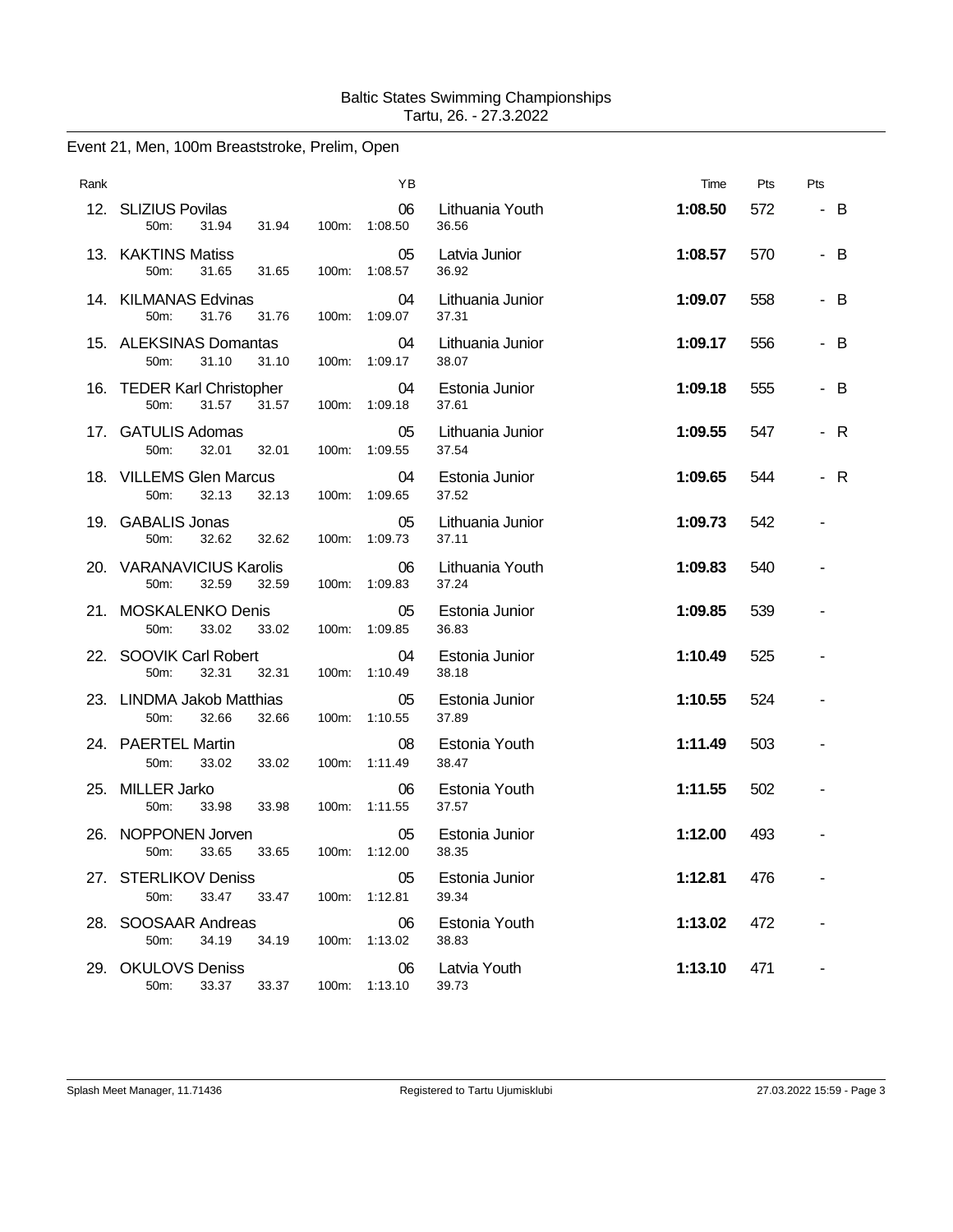Baltic States Swimming Championships
Tartu, 26. - 27.3.2022

## Event 21, Men, 100m Breaststroke, Prelim, Open

| Rank | | | | | YB | | Time | Pts | Pts |
|---|---|---|---|---|---|---|---|---|---|
| 12. | SLIZIUS Povilas | | | | 06 | Lithuania Youth | **1:08.50** | 572 | - B |
| | 50m: | 31.94 | 31.94 | 100m: | 1:08.50 | 36.56 | | | |
| 13. | KAKTINS Matiss | | | | 05 | Latvia Junior | **1:08.57** | 570 | - B |
| | 50m: | 31.65 | 31.65 | 100m: | 1:08.57 | 36.92 | | | |
| 14. | KILMANAS Edvinas | | | | 04 | Lithuania Junior | **1:09.07** | 558 | - B |
| | 50m: | 31.76 | 31.76 | 100m: | 1:09.07 | 37.31 | | | |
| 15. | ALEKSINAS Domantas | | | | 04 | Lithuania Junior | **1:09.17** | 556 | - B |
| | 50m: | 31.10 | 31.10 | 100m: | 1:09.17 | 38.07 | | | |
| 16. | TEDER Karl Christopher | | | | 04 | Estonia Junior | **1:09.18** | 555 | - B |
| | 50m: | 31.57 | 31.57 | 100m: | 1:09.18 | 37.61 | | | |
| 17. | GATULIS Adomas | | | | 05 | Lithuania Junior | **1:09.55** | 547 | - R |
| | 50m: | 32.01 | 32.01 | 100m: | 1:09.55 | 37.54 | | | |
| 18. | VILLEMS Glen Marcus | | | | 04 | Estonia Junior | **1:09.65** | 544 | - R |
| | 50m: | 32.13 | 32.13 | 100m: | 1:09.65 | 37.52 | | | |
| 19. | GABALIS Jonas | | | | 05 | Lithuania Junior | **1:09.73** | 542 | - |
| | 50m: | 32.62 | 32.62 | 100m: | 1:09.73 | 37.11 | | | |
| 20. | VARANAVICIUS Karolis | | | | 06 | Lithuania Youth | **1:09.83** | 540 | - |
| | 50m: | 32.59 | 32.59 | 100m: | 1:09.83 | 37.24 | | | |
| 21. | MOSKALENKO Denis | | | | 05 | Estonia Junior | **1:09.85** | 539 | - |
| | 50m: | 33.02 | 33.02 | 100m: | 1:09.85 | 36.83 | | | |
| 22. | SOOVIK Carl Robert | | | | 04 | Estonia Junior | **1:10.49** | 525 | - |
| | 50m: | 32.31 | 32.31 | 100m: | 1:10.49 | 38.18 | | | |
| 23. | LINDMA Jakob Matthias | | | | 05 | Estonia Junior | **1:10.55** | 524 | - |
| | 50m: | 32.66 | 32.66 | 100m: | 1:10.55 | 37.89 | | | |
| 24. | PAERTEL Martin | | | | 08 | Estonia Youth | **1:11.49** | 503 | - |
| | 50m: | 33.02 | 33.02 | 100m: | 1:11.49 | 38.47 | | | |
| 25. | MILLER Jarko | | | | 06 | Estonia Youth | **1:11.55** | 502 | - |
| | 50m: | 33.98 | 33.98 | 100m: | 1:11.55 | 37.57 | | | |
| 26. | NOPPONEN Jorven | | | | 05 | Estonia Junior | **1:12.00** | 493 | - |
| | 50m: | 33.65 | 33.65 | 100m: | 1:12.00 | 38.35 | | | |
| 27. | STERLIKOV Deniss | | | | 05 | Estonia Junior | **1:12.81** | 476 | - |
| | 50m: | 33.47 | 33.47 | 100m: | 1:12.81 | 39.34 | | | |
| 28. | SOOSAAR Andreas | | | | 06 | Estonia Youth | **1:13.02** | 472 | - |
| | 50m: | 34.19 | 34.19 | 100m: | 1:13.02 | 38.83 | | | |
| 29. | OKULOVS Deniss | | | | 06 | Latvia Youth | **1:13.10** | 471 | - |
| | 50m: | 33.37 | 33.37 | 100m: | 1:13.10 | 39.73 | | | |

Splash Meet Manager, 11.71436 — Registered to Tartu Ujumisklubi — 27.03.2022 15:59